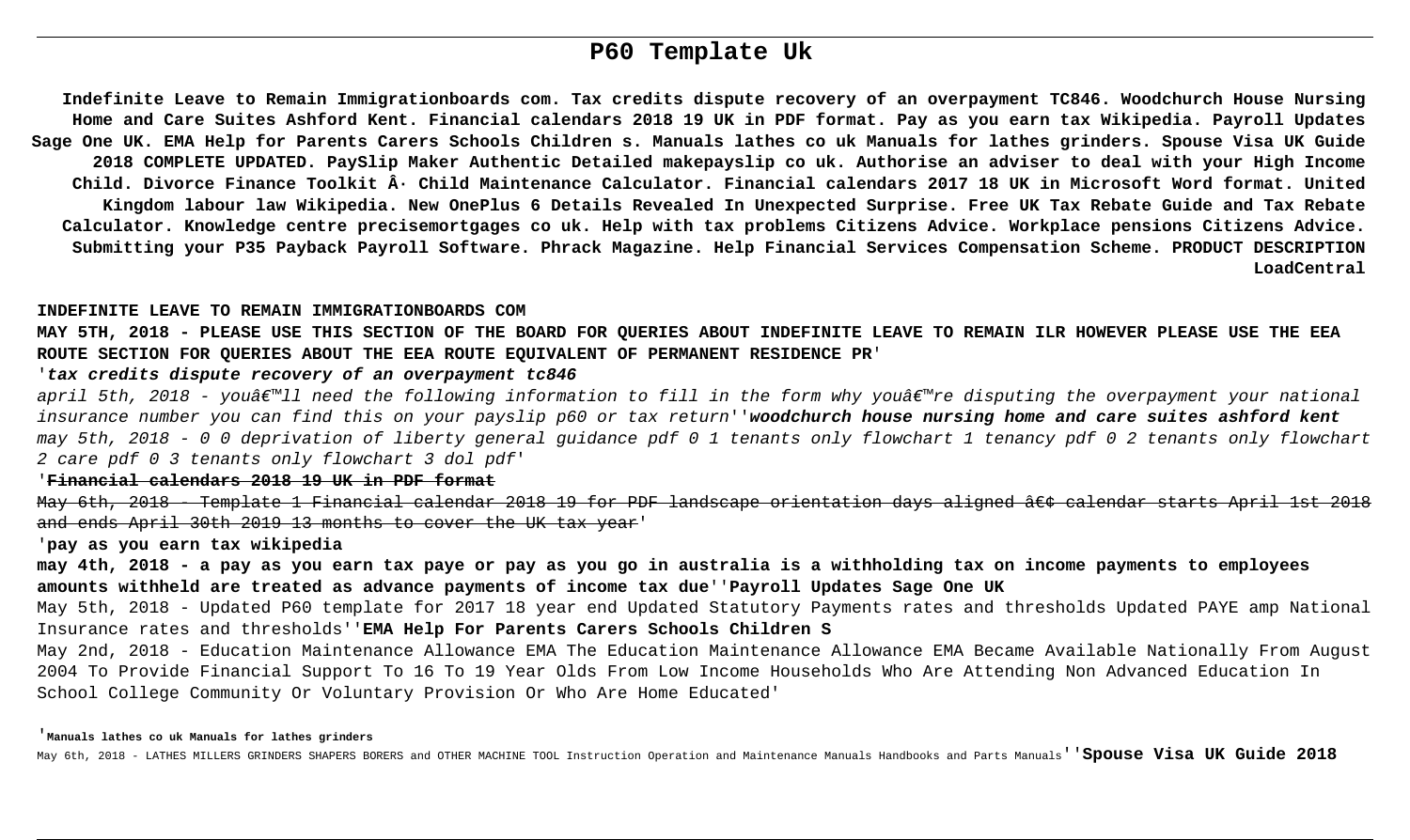# P60 Template Uk

**Indefinite Leave to Remain Immigrationboards com. Tax credits dispute recovery of an overpayment TC846. Woodchurch House Nursing Home and Care Suites Ashford Kent. Financial calendars 2018 19 UK in PDF format. Pay as you earn tax Wikipedia. Payroll Updates Sage One UK. EMA Help for Parents Carers Schools Children s. Manuals lathes co uk Manuals for lathes grinders. Spouse Visa UK Guide 2018 COMPLETE UPDATED. PaySlip Maker Authentic Detailed makepayslip co uk. Authorise an adviser to deal with your High Income Child. Divorce Finance Toolkit Â· Child Maintenance Calculator. Financial calendars 2017 18 UK in Microsoft Word format. United Kingdom labour law Wikipedia. New OnePlus 6 Details Revealed In Unexpected Surprise. Free UK Tax Rebate Guide and Tax Rebate Calculator. Knowledge centre precisemortgages co uk. Help with tax problems Citizens Advice. Workplace pensions Citizens Advice. Submitting your P35 Payback Payroll Software. Phrack Magazine. Help Financial Services Compensation Scheme. PRODUCT DESCRIPTION LoadCentral**

**INDEFINITE LEAVE TO REMAIN IMMIGRATIONBOARDS COM**

**MAY 5TH, 2018 - PLEASE USE THIS SECTION OF THE BOARD FOR QUERIES ABOUT INDEFINITE LEAVE TO REMAIN ILR HOWEVER PLEASE USE THE EEA ROUTE SECTION FOR QUERIES ABOUT THE EEA ROUTE EQUIVALENT OF PERMANENT RESIDENCE PR**'

'***tax credits dispute recovery of an overpayment tc846***

*april 5th, 2018 - youâ€™ll need the following information to fill in the form why youâ€™re disputing the overpayment your national insurance number you can find this on your payslip p60 or tax return*''***woodchurch house nursing home and care suites ashford kent***
*may 5th, 2018 - 0 0 deprivation of liberty general guidance pdf 0 1 tenants only flowchart 1 tenancy pdf 0 2 tenants only flowchart 2 care pdf 0 3 tenants only flowchart 3 dol pdf*'

'**Financial calendars 2018 19 UK in PDF format**

~~May 6th, 2018 - Template 1 Financial calendar 2018 19 for PDF landscape orientation days aligned â€¢ calendar starts April 1st 2018 and ends April 30th 2019 13 months to cover the UK tax year~~'

'**pay as you earn tax wikipedia**

**may 4th, 2018 - a pay as you earn tax paye or pay as you go in australia is a withholding tax on income payments to employees amounts withheld are treated as advance payments of income tax due**''**Payroll Updates Sage One UK**

May 5th, 2018 - Updated P60 template for 2017 18 year end Updated Statutory Payments rates and thresholds Updated PAYE amp National Insurance rates and thresholds''**EMA Help For Parents Carers Schools Children S**

May 2nd, 2018 - Education Maintenance Allowance EMA The Education Maintenance Allowance EMA Became Available Nationally From August 2004 To Provide Financial Support To 16 To 19 Year Olds From Low Income Households Who Are Attending Non Advanced Education In School College Community Or Voluntary Provision Or Who Are Home Educated'

'**Manuals lathes co uk Manuals for lathes grinders**

May 6th, 2018 - LATHES MILLERS GRINDERS SHAPERS BORERS and OTHER MACHINE TOOL Instruction Operation and Maintenance Manuals Handbooks and Parts Manuals''**Spouse Visa UK Guide 2018**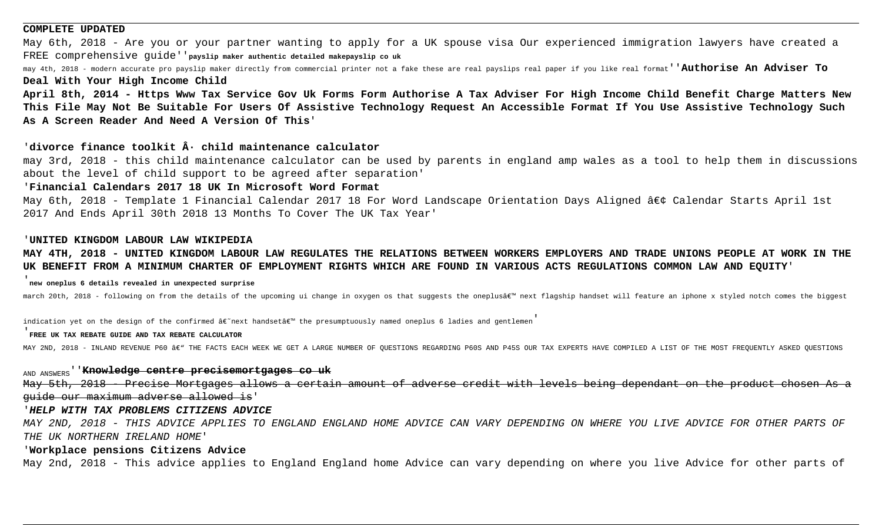**COMPLETE UPDATED**

May 6th, 2018 - Are you or your partner wanting to apply for a UK spouse visa Our experienced immigration lawyers have created a FREE comprehensive guide''**payslip maker authentic detailed makepayslip co uk**

may 4th, 2018 - modern accurate pro payslip maker directly from commercial printer not a fake these are real payslips real paper if you like real format''**Authorise An Adviser To Deal With Your High Income Child**

**April 8th, 2014 - Https Www Tax Service Gov Uk Forms Form Authorise A Tax Adviser For High Income Child Benefit Charge Matters New This File May Not Be Suitable For Users Of Assistive Technology Request An Accessible Format If You Use Assistive Technology Such As A Screen Reader And Need A Version Of This**'

'**divorce finance toolkit Â· child maintenance calculator**

may 3rd, 2018 - this child maintenance calculator can be used by parents in england amp wales as a tool to help them in discussions about the level of child support to be agreed after separation'

'**Financial Calendars 2017 18 UK In Microsoft Word Format**

May 6th, 2018 - Template 1 Financial Calendar 2017 18 For Word Landscape Orientation Days Aligned â€¢ Calendar Starts April 1st 2017 And Ends April 30th 2018 13 Months To Cover The UK Tax Year'

'**UNITED KINGDOM LABOUR LAW WIKIPEDIA**

**MAY 4TH, 2018 - UNITED KINGDOM LABOUR LAW REGULATES THE RELATIONS BETWEEN WORKERS EMPLOYERS AND TRADE UNIONS PEOPLE AT WORK IN THE UK BENEFIT FROM A MINIMUM CHARTER OF EMPLOYMENT RIGHTS WHICH ARE FOUND IN VARIOUS ACTS REGULATIONS COMMON LAW AND EQUITY**'

'**new oneplus 6 details revealed in unexpected surprise**

march 20th, 2018 - following on from the details of the upcoming ui change in oxygen os that suggests the oneplusâ€™ next flagship handset will feature an iphone x styled notch comes the biggest indication yet on the design of the confirmed â€˜next handsetâ€™ the presumptuously named oneplus 6 ladies and gentlemen'

'**FREE UK TAX REBATE GUIDE AND TAX REBATE CALCULATOR**

MAY 2ND, 2018 - INLAND REVENUE P60 â€“ THE FACTS EACH WEEK WE GET A LARGE NUMBER OF QUESTIONS REGARDING P60S AND P45S OUR TAX EXPERTS HAVE COMPILED A LIST OF THE MOST FREQUENTLY ASKED QUESTIONS AND ANSWERS''**Knowledge centre precisemortgages co uk**

~~May 5th, 2018 - Precise Mortgages allows a certain amount of adverse credit with levels being dependant on the product chosen As a guide our maximum adverse allowed is~~'

'***HELP WITH TAX PROBLEMS CITIZENS ADVICE***

*MAY 2ND, 2018 - THIS ADVICE APPLIES TO ENGLAND ENGLAND HOME ADVICE CAN VARY DEPENDING ON WHERE YOU LIVE ADVICE FOR OTHER PARTS OF THE UK NORTHERN IRELAND HOME*'

'**Workplace pensions Citizens Advice**

May 2nd, 2018 - This advice applies to England England home Advice can vary depending on where you live Advice for other parts of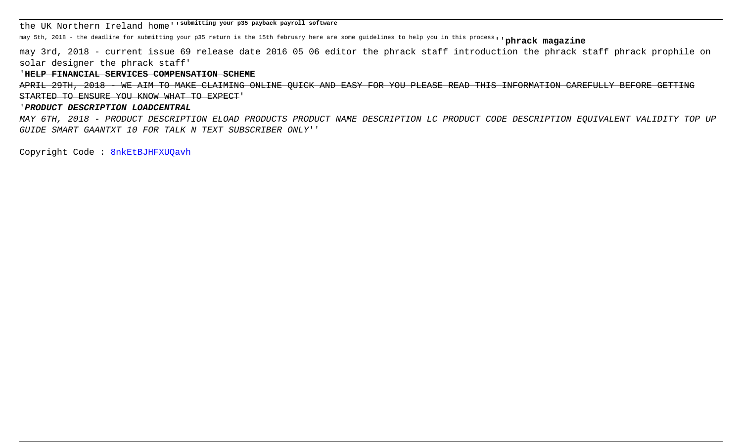the UK Northern Ireland home''**submitting your p35 payback payroll software**

may 5th, 2018 - the deadline for submitting your p35 return is the 15th february here are some guidelines to help you in this process''**phrack magazine**

may 3rd, 2018 - current issue 69 release date 2016 05 06 editor the phrack staff introduction the phrack staff phrack prophile on solar designer the phrack staff'

'~~**HELP FINANCIAL SERVICES COMPENSATION SCHEME**~~

~~APRIL 29TH, 2018 - WE AIM TO MAKE CLAIMING ONLINE QUICK AND EASY FOR YOU PLEASE READ THIS INFORMATION CAREFULLY BEFORE GETTING STARTED TO ENSURE YOU KNOW WHAT TO EXPECT~~'

'***PRODUCT DESCRIPTION LOADCENTRAL***

*MAY 6TH, 2018 - PRODUCT DESCRIPTION ELOAD PRODUCTS PRODUCT NAME DESCRIPTION LC PRODUCT CODE DESCRIPTION EQUIVALENT VALIDITY TOP UP GUIDE SMART GAANTXT 10 FOR TALK N TEXT SUBSCRIBER ONLY*''

Copyright Code : 8nkEtBJHFXUQavh